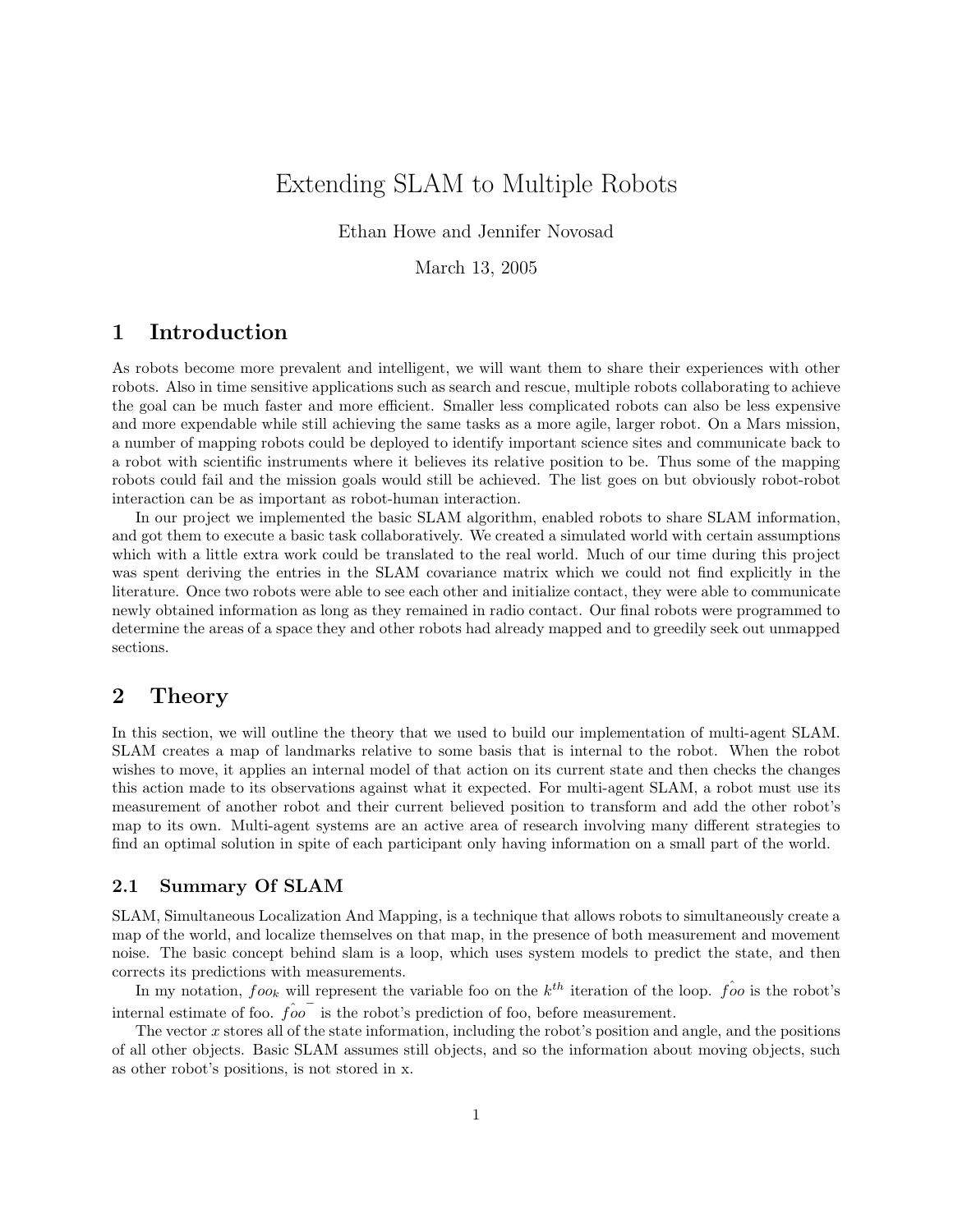# Extending SLAM to Multiple Robots

Ethan Howe and Jennifer Novosad

March 13, 2005

## 1 Introduction

As robots become more prevalent and intelligent, we will want them to share their experiences with other robots. Also in time sensitive applications such as search and rescue, multiple robots collaborating to achieve the goal can be much faster and more efficient. Smaller less complicated robots can also be less expensive and more expendable while still achieving the same tasks as a more agile, larger robot. On a Mars mission, a number of mapping robots could be deployed to identify important science sites and communicate back to a robot with scientific instruments where it believes its relative position to be. Thus some of the mapping robots could fail and the mission goals would still be achieved. The list goes on but obviously robot-robot interaction can be as important as robot-human interaction.

In our project we implemented the basic SLAM algorithm, enabled robots to share SLAM information, and got them to execute a basic task collaboratively. We created a simulated world with certain assumptions which with a little extra work could be translated to the real world. Much of our time during this project was spent deriving the entries in the SLAM covariance matrix which we could not find explicitly in the literature. Once two robots were able to see each other and initialize contact, they were able to communicate newly obtained information as long as they remained in radio contact. Our final robots were programmed to determine the areas of a space they and other robots had already mapped and to greedily seek out unmapped sections.

## 2 Theory

In this section, we will outline the theory that we used to build our implementation of multi-agent SLAM. SLAM creates a map of landmarks relative to some basis that is internal to the robot. When the robot wishes to move, it applies an internal model of that action on its current state and then checks the changes this action made to its observations against what it expected. For multi-agent SLAM, a robot must use its measurement of another robot and their current believed position to transform and add the other robot's map to its own. Multi-agent systems are an active area of research involving many different strategies to find an optimal solution in spite of each participant only having information on a small part of the world.

### 2.1 Summary Of SLAM

SLAM, Simultaneous Localization And Mapping, is a technique that allows robots to simultaneously create a map of the world, and localize themselves on that map, in the presence of both measurement and movement noise. The basic concept behind slam is a loop, which uses system models to predict the state, and then corrects its predictions with measurements.

In my notation, $foo_k$ will represent the variable foo on the $k^{th}$ iteration of the loop. $\hat{foo}$ is the robot's internal estimate of foo. $\hat{foo}^-$ is the robot's prediction of foo, before measurement.

The vector $x$ stores all of the state information, including the robot's position and angle, and the positions of all other objects. Basic SLAM assumes still objects, and so the information about moving objects, such as other robot's positions, is not stored in x.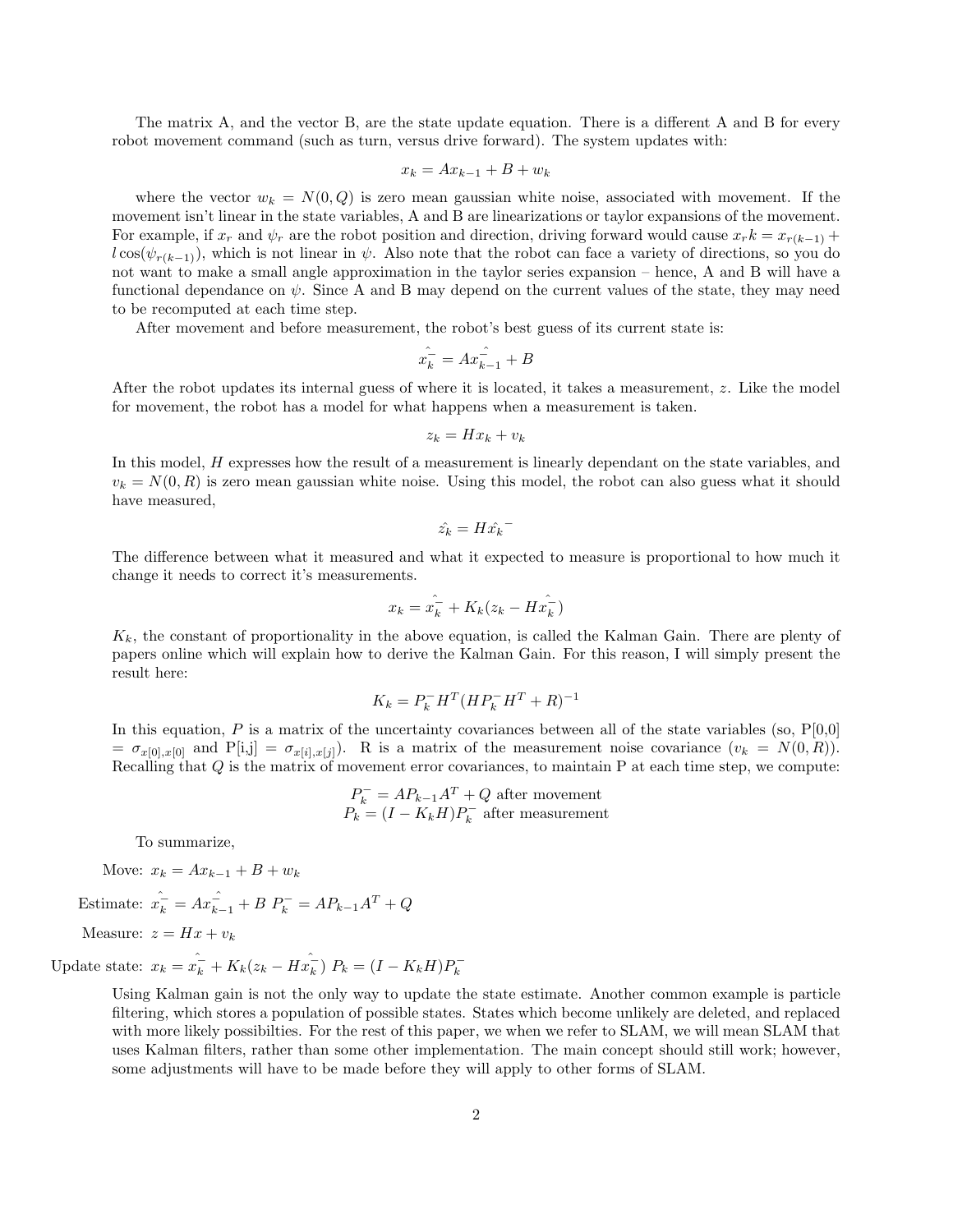The matrix A, and the vector B, are the state update equation. There is a different A and B for every robot movement command (such as turn, versus drive forward). The system updates with:

$$x_k = Ax_{k-1} + B + w_k$$

where the vector $w_k = N(0, Q)$ is zero mean gaussian white noise, associated with movement. If the movement isn't linear in the state variables, A and B are linearizations or taylor expansions of the movement. For example, if $x_r$ and $\psi_r$ are the robot position and direction, driving forward would cause $x_r k = x_{r(k-1)} + l\cos(\psi_{r(k-1)})$, which is not linear in $\psi$. Also note that the robot can face a variety of directions, so you do not want to make a small angle approximation in the taylor series expansion – hence, A and B will have a functional dependance on $\psi$. Since A and B may depend on the current values of the state, they may need to be recomputed at each time step.

After movement and before measurement, the robot's best guess of its current state is:

$$\hat{x_k^-} = A\hat{x_{k-1}^-} + B$$

After the robot updates its internal guess of where it is located, it takes a measurement, $z$. Like the model for movement, the robot has a model for what happens when a measurement is taken.

$$z_k = Hx_k + v_k$$

In this model, $H$ expresses how the result of a measurement is linearly dependant on the state variables, and $v_k = N(0, R)$ is zero mean gaussian white noise. Using this model, the robot can also guess what it should have measured,

$$\hat{z_k} = H\hat{x_k}^-$$

The difference between what it measured and what it expected to measure is proportional to how much it change it needs to correct it's measurements.

$$x_k = \hat{x_k^-} + K_k(z_k - H\hat{x_k^-})$$

$K_k$, the constant of proportionality in the above equation, is called the Kalman Gain. There are plenty of papers online which will explain how to derive the Kalman Gain. For this reason, I will simply present the result here:

$$K_k = P_k^- H^T (HP_k^- H^T + R)^{-1}$$

In this equation, $P$ is a matrix of the uncertainty covariances between all of the state variables (so, P[0,0] = $\sigma_{x[0],x[0]}$ and P[i,j] = $\sigma_{x[i],x[j]}$). R is a matrix of the measurement noise covariance ($v_k = N(0, R)$). Recalling that $Q$ is the matrix of movement error covariances, to maintain P at each time step, we compute:

$$P_k^- = AP_{k-1}A^T + Q \text{ after movement}$$
$$P_k = (I - K_k H)P_k^- \text{ after measurement}$$

To summarize,

Move: $x_k = Ax_{k-1} + B + w_k$

Estimate: $\hat{x_k^-} = A\hat{x_{k-1}^-} + B \;\; P_k^- = AP_{k-1}A^T + Q$

Measure: $z = Hx + v_k$

Update state: $x_k = \hat{x_k^-} + K_k(z_k - H\hat{x_k^-}) \;\; P_k = (I - K_k H)P_k^-$

Using Kalman gain is not the only way to update the state estimate. Another common example is particle filtering, which stores a population of possible states. States which become unlikely are deleted, and replaced with more likely possibilties. For the rest of this paper, we when we refer to SLAM, we will mean SLAM that uses Kalman filters, rather than some other implementation. The main concept should still work; however, some adjustments will have to be made before they will apply to other forms of SLAM.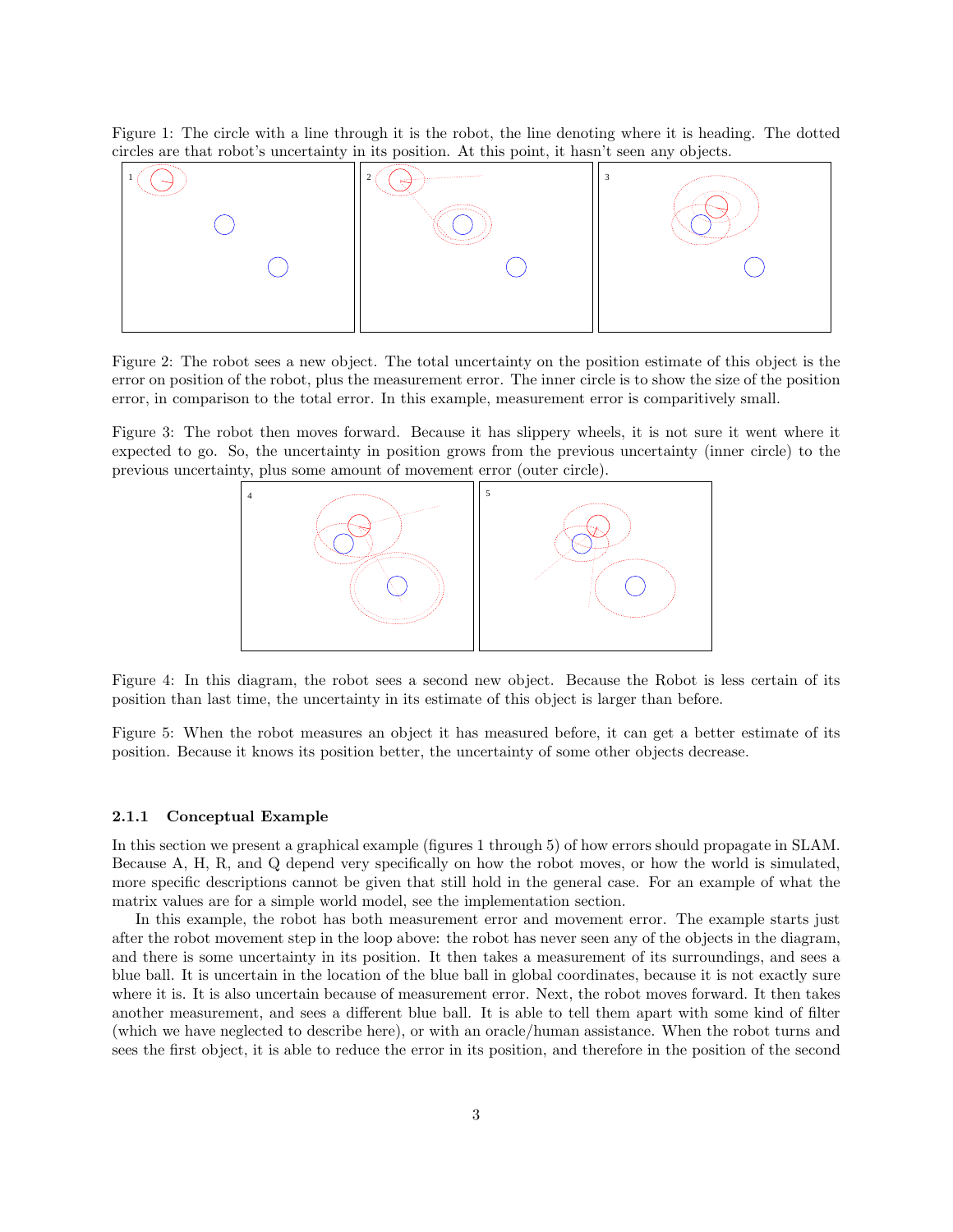Figure 1: The circle with a line through it is the robot, the line denoting where it is heading. The dotted circles are that robot's uncertainty in its position. At this point, it hasn't seen any objects.

Figure 2: The robot sees a new object. The total uncertainty on the position estimate of this object is the error on position of the robot, plus the measurement error. The inner circle is to show the size of the position error, in comparison to the total error. In this example, measurement error is comparitively small.

Figure 3: The robot then moves forward. Because it has slippery wheels, it is not sure it went where it expected to go. So, the uncertainty in position grows from the previous uncertainty (inner circle) to the previous uncertainty, plus some amount of movement error (outer circle).

Figure 4: In this diagram, the robot sees a second new object. Because the Robot is less certain of its position than last time, the uncertainty in its estimate of this object is larger than before.

Figure 5: When the robot measures an object it has measured before, it can get a better estimate of its position. Because it knows its position better, the uncertainty of some other objects decrease.

### 2.1.1 Conceptual Example

In this section we present a graphical example (figures 1 through 5) of how errors should propagate in SLAM. Because A, H, R, and Q depend very specifically on how the robot moves, or how the world is simulated, more specific descriptions cannot be given that still hold in the general case. For an example of what the matrix values are for a simple world model, see the implementation section.

In this example, the robot has both measurement error and movement error. The example starts just after the robot movement step in the loop above: the robot has never seen any of the objects in the diagram, and there is some uncertainty in its position. It then takes a measurement of its surroundings, and sees a blue ball. It is uncertain in the location of the blue ball in global coordinates, because it is not exactly sure where it is. It is also uncertain because of measurement error. Next, the robot moves forward. It then takes another measurement, and sees a different blue ball. It is able to tell them apart with some kind of filter (which we have neglected to describe here), or with an oracle/human assistance. When the robot turns and sees the first object, it is able to reduce the error in its position, and therefore in the position of the second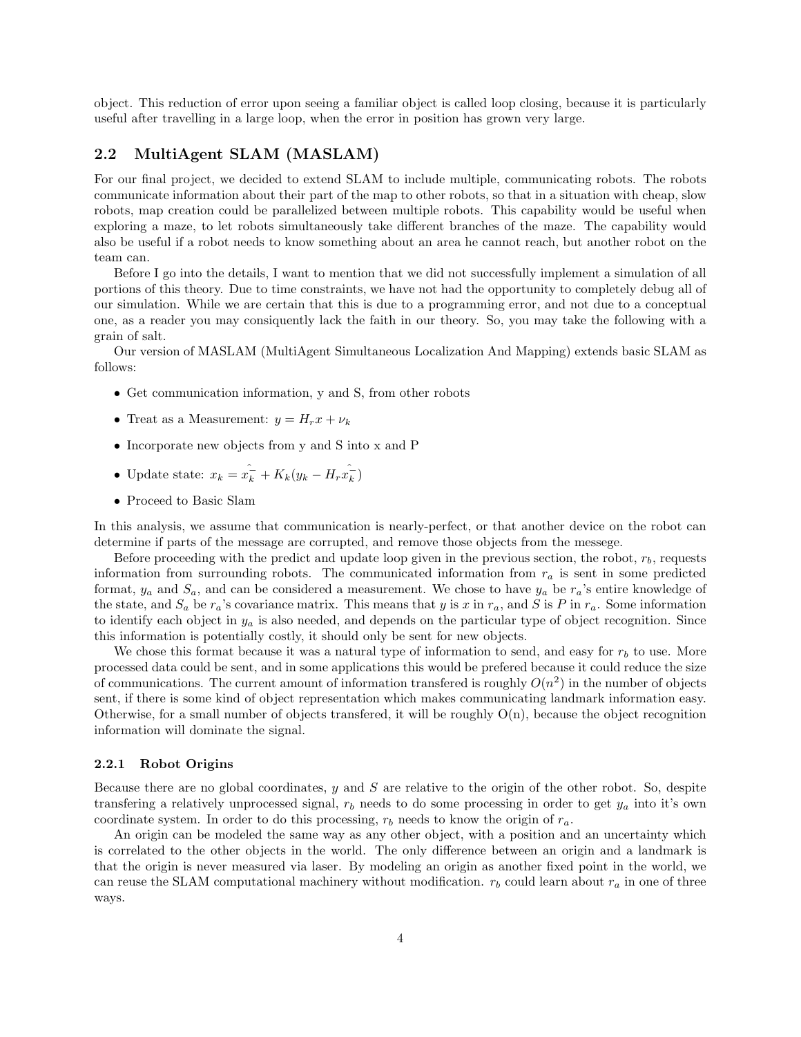object. This reduction of error upon seeing a familiar object is called loop closing, because it is particularly useful after travelling in a large loop, when the error in position has grown very large.

## 2.2 MultiAgent SLAM (MASLAM)

For our final project, we decided to extend SLAM to include multiple, communicating robots. The robots communicate information about their part of the map to other robots, so that in a situation with cheap, slow robots, map creation could be parallelized between multiple robots. This capability would be useful when exploring a maze, to let robots simultaneously take different branches of the maze. The capability would also be useful if a robot needs to know something about an area he cannot reach, but another robot on the team can.

Before I go into the details, I want to mention that we did not successfully implement a simulation of all portions of this theory. Due to time constraints, we have not had the opportunity to completely debug all of our simulation. While we are certain that this is due to a programming error, and not due to a conceptual one, as a reader you may consiquently lack the faith in our theory. So, you may take the following with a grain of salt.

Our version of MASLAM (MultiAgent Simultaneous Localization And Mapping) extends basic SLAM as follows:

- Get communication information, y and S, from other robots
- Treat as a Measurement: $y = H_r x + \nu_k$
- Incorporate new objects from y and S into x and P
- Update state: $x_k = \hat{x_k^-} + K_k(y_k - H_r \hat{x_k^-})$
- Proceed to Basic Slam

In this analysis, we assume that communication is nearly-perfect, or that another device on the robot can determine if parts of the message are corrupted, and remove those objects from the messege.

Before proceeding with the predict and update loop given in the previous section, the robot, $r_b$, requests information from surrounding robots. The communicated information from $r_a$ is sent in some predicted format, $y_a$ and $S_a$, and can be considered a measurement. We chose to have $y_a$ be $r_a$'s entire knowledge of the state, and $S_a$ be $r_a$'s covariance matrix. This means that $y$ is $x$ in $r_a$, and $S$ is $P$ in $r_a$. Some information to identify each object in $y_a$ is also needed, and depends on the particular type of object recognition. Since this information is potentially costly, it should only be sent for new objects.

We chose this format because it was a natural type of information to send, and easy for $r_b$ to use. More processed data could be sent, and in some applications this would be prefered because it could reduce the size of communications. The current amount of information transfered is roughly $O(n^2)$ in the number of objects sent, if there is some kind of object representation which makes communicating landmark information easy. Otherwise, for a small number of objects transfered, it will be roughly O(n), because the object recognition information will dominate the signal.

### 2.2.1 Robot Origins

Because there are no global coordinates, $y$ and $S$ are relative to the origin of the other robot. So, despite transfering a relatively unprocessed signal, $r_b$ needs to do some processing in order to get $y_a$ into it's own coordinate system. In order to do this processing, $r_b$ needs to know the origin of $r_a$.

An origin can be modeled the same way as any other object, with a position and an uncertainty which is correlated to the other objects in the world. The only difference between an origin and a landmark is that the origin is never measured via laser. By modeling an origin as another fixed point in the world, we can reuse the SLAM computational machinery without modification. $r_b$ could learn about $r_a$ in one of three ways.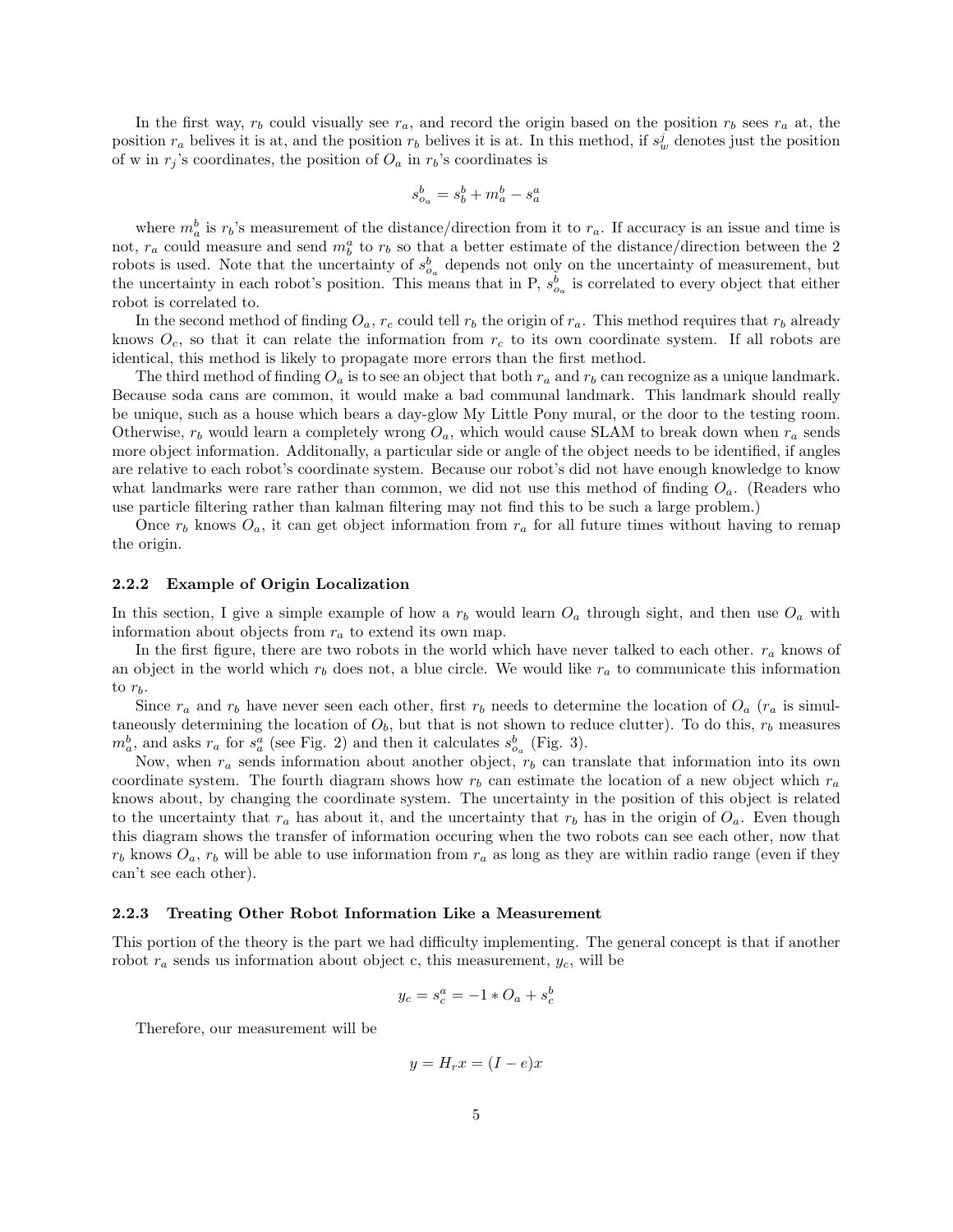In the first way, $r_b$ could visually see $r_a$, and record the origin based on the position $r_b$ sees $r_a$ at, the position $r_a$ belives it is at, and the position $r_b$ belives it is at. In this method, if $s^j_w$ denotes just the position of w in $r_j$'s coordinates, the position of $O_a$ in $r_b$'s coordinates is

$$s^b_{o_a} = s^b_b + m^b_a - s^a_a$$

where $m^b_a$ is $r_b$'s measurement of the distance/direction from it to $r_a$. If accuracy is an issue and time is not, $r_a$ could measure and send $m^a_b$ to $r_b$ so that a better estimate of the distance/direction between the 2 robots is used. Note that the uncertainty of $s^b_{o_a}$ depends not only on the uncertainty of measurement, but the uncertainty in each robot's position. This means that in P, $s^b_{o_a}$ is correlated to every object that either robot is correlated to.

In the second method of finding $O_a$, $r_c$ could tell $r_b$ the origin of $r_a$. This method requires that $r_b$ already knows $O_c$, so that it can relate the information from $r_c$ to its own coordinate system. If all robots are identical, this method is likely to propagate more errors than the first method.

The third method of finding $O_a$ is to see an object that both $r_a$ and $r_b$ can recognize as a unique landmark. Because soda cans are common, it would make a bad communal landmark. This landmark should really be unique, such as a house which bears a day-glow My Little Pony mural, or the door to the testing room. Otherwise, $r_b$ would learn a completely wrong $O_a$, which would cause SLAM to break down when $r_a$ sends more object information. Additonally, a particular side or angle of the object needs to be identified, if angles are relative to each robot's coordinate system. Because our robot's did not have enough knowledge to know what landmarks were rare rather than common, we did not use this method of finding $O_a$. (Readers who use particle filtering rather than kalman filtering may not find this to be such a large problem.)

Once $r_b$ knows $O_a$, it can get object information from $r_a$ for all future times without having to remap the origin.

### 2.2.2 Example of Origin Localization

In this section, I give a simple example of how a $r_b$ would learn $O_a$ through sight, and then use $O_a$ with information about objects from $r_a$ to extend its own map.

In the first figure, there are two robots in the world which have never talked to each other. $r_a$ knows of an object in the world which $r_b$ does not, a blue circle. We would like $r_a$ to communicate this information to $r_b$.

Since $r_a$ and $r_b$ have never seen each other, first $r_b$ needs to determine the location of $O_a$ ($r_a$ is simultaneously determining the location of $O_b$, but that is not shown to reduce clutter). To do this, $r_b$ measures $m^b_a$, and asks $r_a$ for $s^a_a$ (see Fig. 2) and then it calculates $s^b_{o_a}$ (Fig. 3).

Now, when $r_a$ sends information about another object, $r_b$ can translate that information into its own coordinate system. The fourth diagram shows how $r_b$ can estimate the location of a new object which $r_a$ knows about, by changing the coordinate system. The uncertainty in the position of this object is related to the uncertainty that $r_a$ has about it, and the uncertainty that $r_b$ has in the origin of $O_a$. Even though this diagram shows the transfer of information occuring when the two robots can see each other, now that $r_b$ knows $O_a$, $r_b$ will be able to use information from $r_a$ as long as they are within radio range (even if they can't see each other).

### 2.2.3 Treating Other Robot Information Like a Measurement

This portion of the theory is the part we had difficulty implementing. The general concept is that if another robot $r_a$ sends us information about object c, this measurement, $y_c$, will be

$$y_c = s^a_c = -1 * O_a + s^b_c$$

Therefore, our measurement will be

$$y = H_r x = (I - e)x$$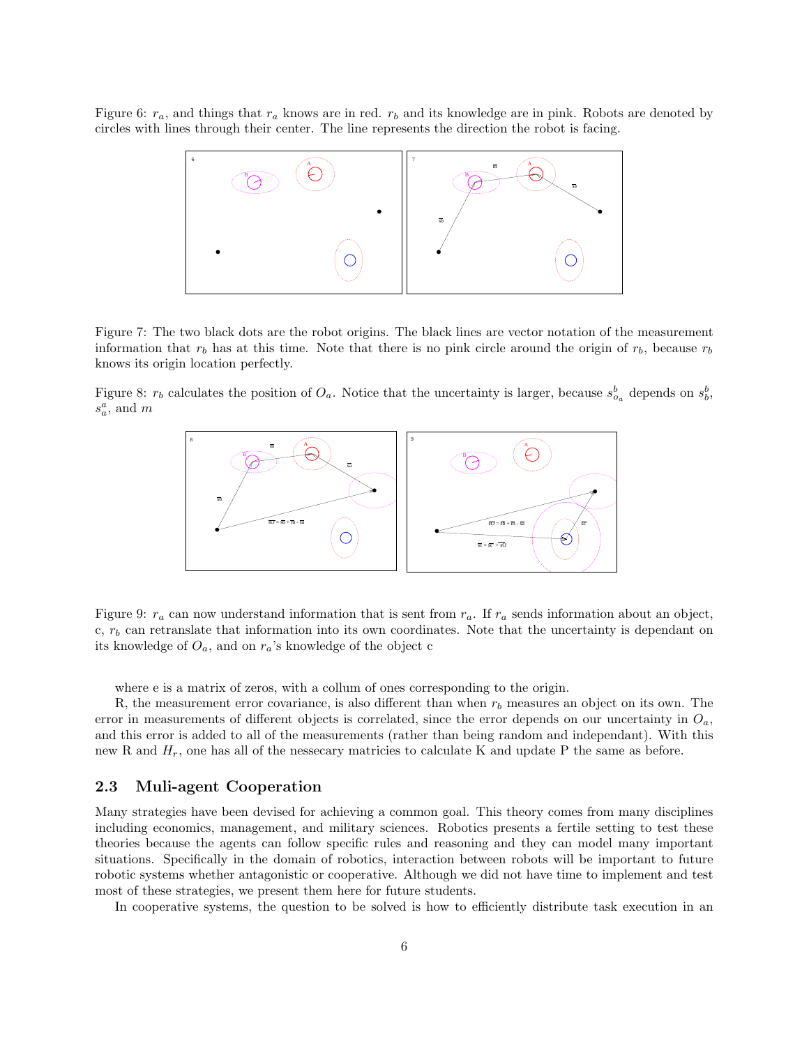Figure 6: $r_a$, and things that $r_a$ knows are in red. $r_b$ and its knowledge are in pink. Robots are denoted by circles with lines through their center. The line represents the direction the robot is facing.

Figure 7: The two black dots are the robot origins. The black lines are vector notation of the measurement information that $r_b$ has at this time. Note that there is no pink circle around the origin of $r_b$, because $r_b$ knows its origin location perfectly.

Figure 8: $r_b$ calculates the position of $O_a$. Notice that the uncertainty is larger, because $s^b_{o_a}$ depends on $s^b_b$, $s^a_a$, and $m$

Figure 9: $r_a$ can now understand information that is sent from $r_a$. If $r_a$ sends information about an object, c, $r_b$ can retranslate that information into its own coordinates. Note that the uncertainty is dependant on its knowledge of $O_a$, and on $r_a$'s knowledge of the object c

where e is a matrix of zeros, with a collum of ones corresponding to the origin.

R, the measurement error covariance, is also different than when $r_b$ measures an object on its own. The error in measurements of different objects is correlated, since the error depends on our uncertainty in $O_a$, and this error is added to all of the measurements (rather than being random and independant). With this new R and $H_r$, one has all of the nessecary matricies to calculate K and update P the same as before.

## 2.3 Muli-agent Cooperation

Many strategies have been devised for achieving a common goal. This theory comes from many disciplines including economics, management, and military sciences. Robotics presents a fertile setting to test these theories because the agents can follow specific rules and reasoning and they can model many important situations. Specifically in the domain of robotics, interaction between robots will be important to future robotic systems whether antagonistic or cooperative. Although we did not have time to implement and test most of these strategies, we present them here for future students.

In cooperative systems, the question to be solved is how to efficiently distribute task execution in an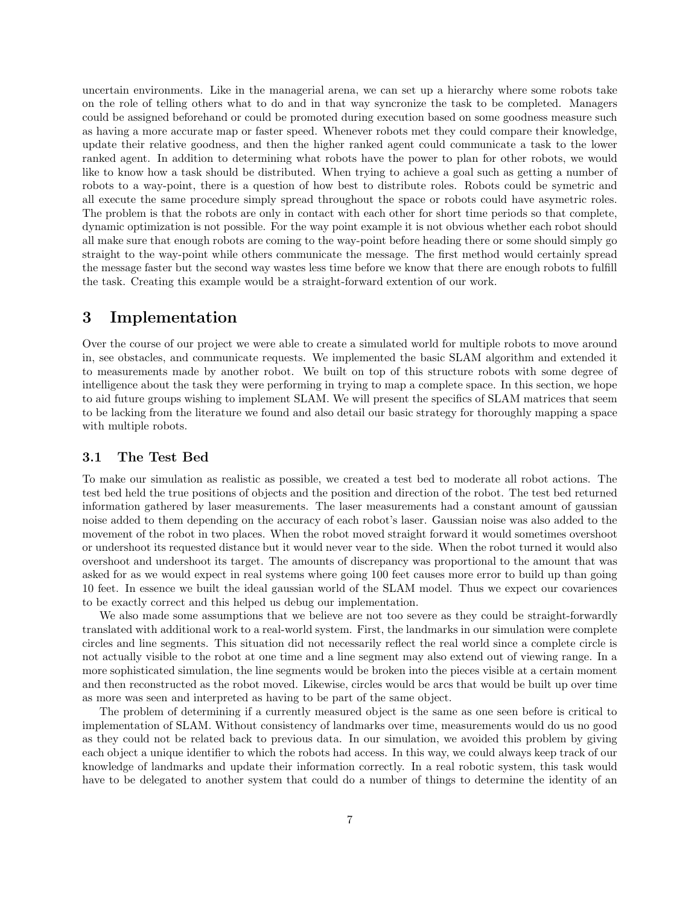uncertain environments. Like in the managerial arena, we can set up a hierarchy where some robots take on the role of telling others what to do and in that way syncronize the task to be completed. Managers could be assigned beforehand or could be promoted during execution based on some goodness measure such as having a more accurate map or faster speed. Whenever robots met they could compare their knowledge, update their relative goodness, and then the higher ranked agent could communicate a task to the lower ranked agent. In addition to determining what robots have the power to plan for other robots, we would like to know how a task should be distributed. When trying to achieve a goal such as getting a number of robots to a way-point, there is a question of how best to distribute roles. Robots could be symetric and all execute the same procedure simply spread throughout the space or robots could have asymetric roles. The problem is that the robots are only in contact with each other for short time periods so that complete, dynamic optimization is not possible. For the way point example it is not obvious whether each robot should all make sure that enough robots are coming to the way-point before heading there or some should simply go straight to the way-point while others communicate the message. The first method would certainly spread the message faster but the second way wastes less time before we know that there are enough robots to fulfill the task. Creating this example would be a straight-forward extention of our work.

# 3 Implementation

Over the course of our project we were able to create a simulated world for multiple robots to move around in, see obstacles, and communicate requests. We implemented the basic SLAM algorithm and extended it to measurements made by another robot. We built on top of this structure robots with some degree of intelligence about the task they were performing in trying to map a complete space. In this section, we hope to aid future groups wishing to implement SLAM. We will present the specifics of SLAM matrices that seem to be lacking from the literature we found and also detail our basic strategy for thoroughly mapping a space with multiple robots.

## 3.1 The Test Bed

To make our simulation as realistic as possible, we created a test bed to moderate all robot actions. The test bed held the true positions of objects and the position and direction of the robot. The test bed returned information gathered by laser measurements. The laser measurements had a constant amount of gaussian noise added to them depending on the accuracy of each robot's laser. Gaussian noise was also added to the movement of the robot in two places. When the robot moved straight forward it would sometimes overshoot or undershoot its requested distance but it would never vear to the side. When the robot turned it would also overshoot and undershoot its target. The amounts of discrepancy was proportional to the amount that was asked for as we would expect in real systems where going 100 feet causes more error to build up than going 10 feet. In essence we built the ideal gaussian world of the SLAM model. Thus we expect our covariences to be exactly correct and this helped us debug our implementation.

We also made some assumptions that we believe are not too severe as they could be straight-forwardly translated with additional work to a real-world system. First, the landmarks in our simulation were complete circles and line segments. This situation did not necessarily reflect the real world since a complete circle is not actually visible to the robot at one time and a line segment may also extend out of viewing range. In a more sophisticated simulation, the line segments would be broken into the pieces visible at a certain moment and then reconstructed as the robot moved. Likewise, circles would be arcs that would be built up over time as more was seen and interpreted as having to be part of the same object.

The problem of determining if a currently measured object is the same as one seen before is critical to implementation of SLAM. Without consistency of landmarks over time, measurements would do us no good as they could not be related back to previous data. In our simulation, we avoided this problem by giving each object a unique identifier to which the robots had access. In this way, we could always keep track of our knowledge of landmarks and update their information correctly. In a real robotic system, this task would have to be delegated to another system that could do a number of things to determine the identity of an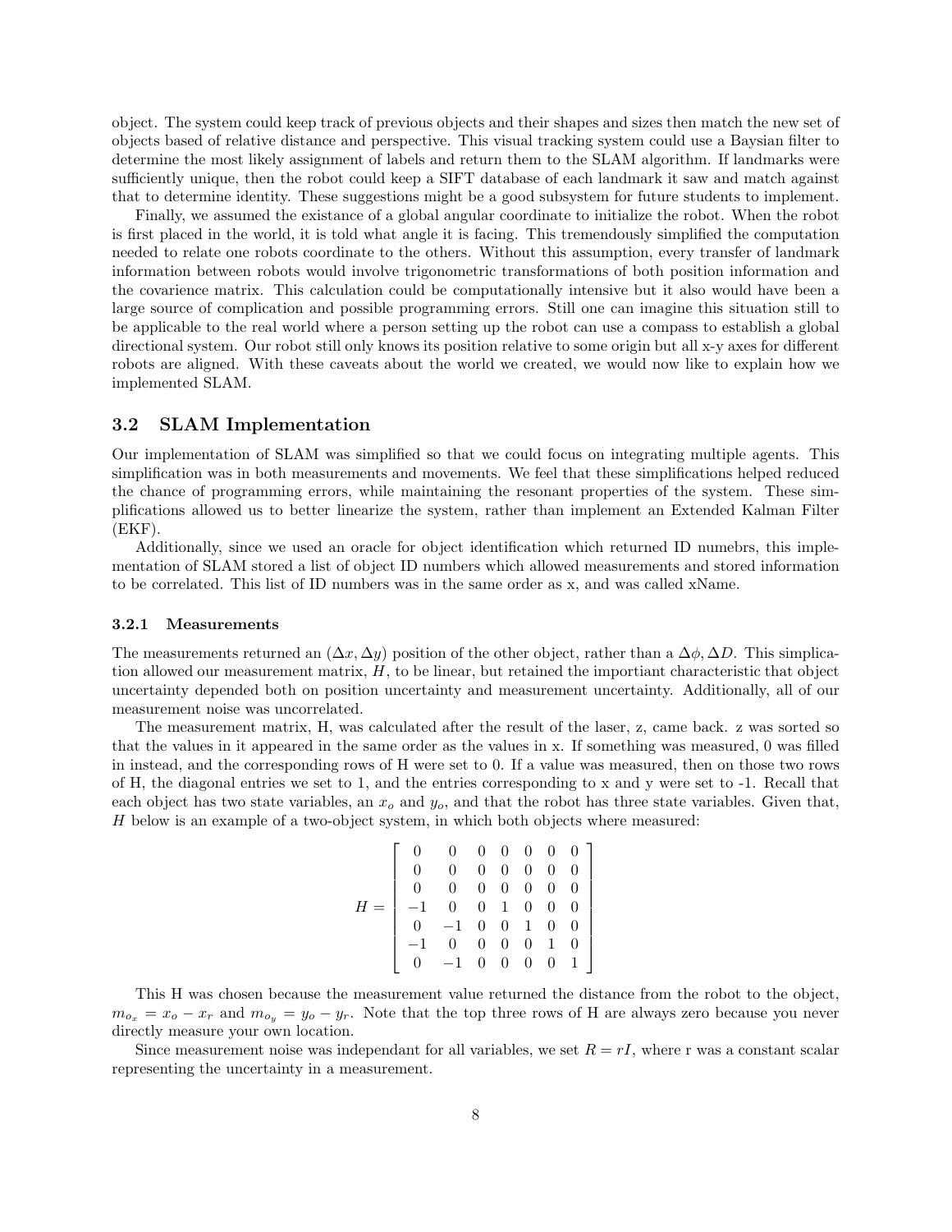object. The system could keep track of previous objects and their shapes and sizes then match the new set of objects based of relative distance and perspective. This visual tracking system could use a Baysian filter to determine the most likely assignment of labels and return them to the SLAM algorithm. If landmarks were sufficiently unique, then the robot could keep a SIFT database of each landmark it saw and match against that to determine identity. These suggestions might be a good subsystem for future students to implement.

Finally, we assumed the existance of a global angular coordinate to initialize the robot. When the robot is first placed in the world, it is told what angle it is facing. This tremendously simplified the computation needed to relate one robots coordinate to the others. Without this assumption, every transfer of landmark information between robots would involve trigonometric transformations of both position information and the covarience matrix. This calculation could be computationally intensive but it also would have been a large source of complication and possible programming errors. Still one can imagine this situation still to be applicable to the real world where a person setting up the robot can use a compass to establish a global directional system. Our robot still only knows its position relative to some origin but all x-y axes for different robots are aligned. With these caveats about the world we created, we would now like to explain how we implemented SLAM.

## 3.2 SLAM Implementation

Our implementation of SLAM was simplified so that we could focus on integrating multiple agents. This simplification was in both measurements and movements. We feel that these simplifications helped reduced the chance of programming errors, while maintaining the resonant properties of the system. These simplifications allowed us to better linearize the system, rather than implement an Extended Kalman Filter (EKF).

Additionally, since we used an oracle for object identification which returned ID numebrs, this implementation of SLAM stored a list of object ID numbers which allowed measurements and stored information to be correlated. This list of ID numbers was in the same order as x, and was called xName.

### 3.2.1 Measurements

The measurements returned an $(\Delta x, \Delta y)$ position of the other object, rather than a $\Delta\phi, \Delta D$. This simplication allowed our measurement matrix, $H$, to be linear, but retained the important characteristic that object uncertainty depended both on position uncertainty and measurement uncertainty. Additionally, all of our measurement noise was uncorrelated.

The measurement matrix, H, was calculated after the result of the laser, z, came back. z was sorted so that the values in it appeared in the same order as the values in x. If something was measured, 0 was filled in instead, and the corresponding rows of H were set to 0. If a value was measured, then on those two rows of H, the diagonal entries we set to 1, and the entries corresponding to x and y were set to -1. Recall that each object has two state variables, an $x_o$ and $y_o$, and that the robot has three state variables. Given that, $H$ below is an example of a two-object system, in which both objects where measured:

$$H = \begin{bmatrix} 0 & 0 & 0 & 0 & 0 & 0 & 0 \\ 0 & 0 & 0 & 0 & 0 & 0 & 0 \\ 0 & 0 & 0 & 0 & 0 & 0 & 0 \\ -1 & 0 & 0 & 1 & 0 & 0 & 0 \\ 0 & -1 & 0 & 0 & 1 & 0 & 0 \\ -1 & 0 & 0 & 0 & 0 & 1 & 0 \\ 0 & -1 & 0 & 0 & 0 & 0 & 1 \end{bmatrix}$$

This H was chosen because the measurement value returned the distance from the robot to the object, $m_{o_x} = x_o - x_r$ and $m_{o_y} = y_o - y_r$. Note that the top three rows of H are always zero because you never directly measure your own location.

Since measurement noise was independant for all variables, we set $R = rI$, where r was a constant scalar representing the uncertainty in a measurement.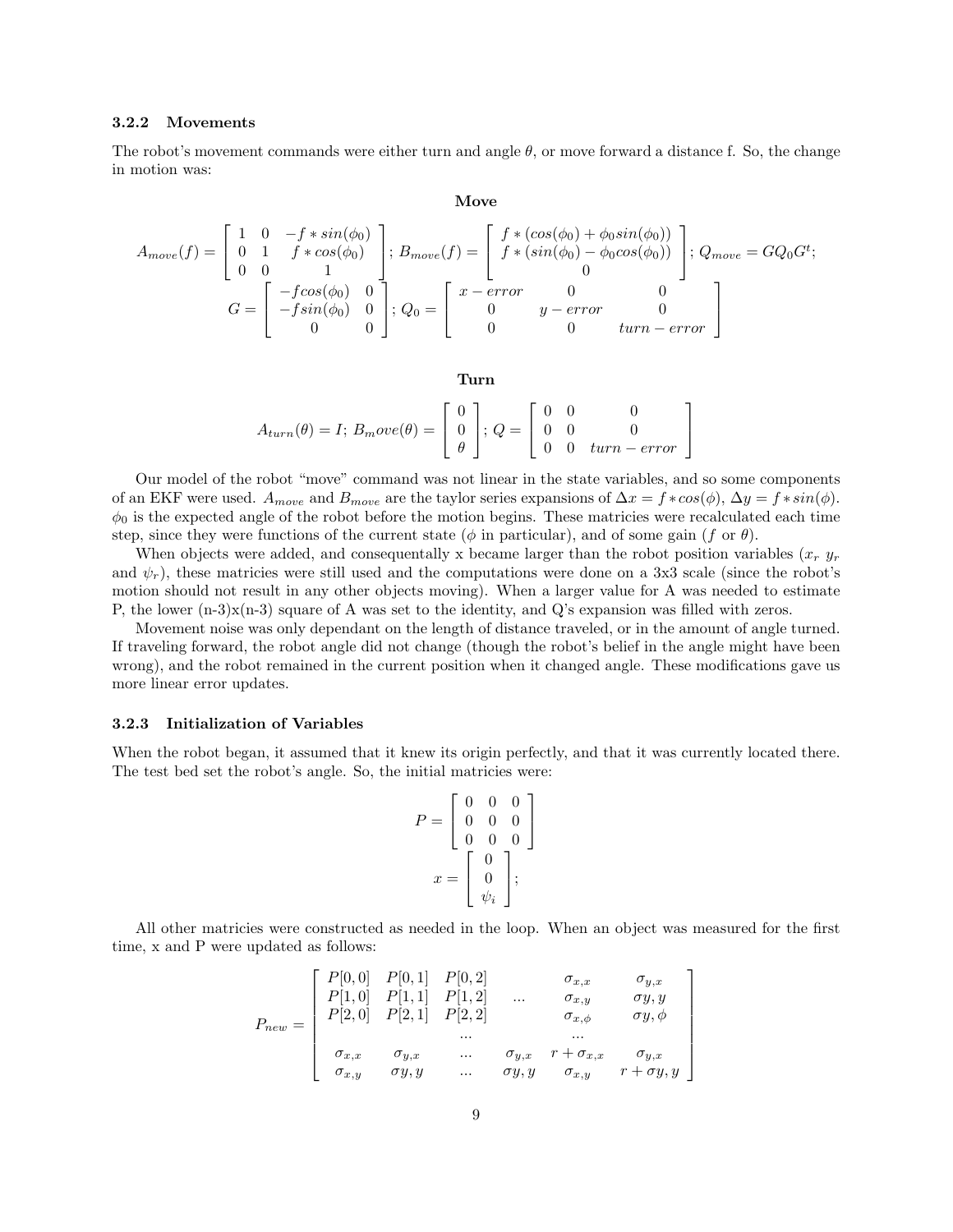### 3.2.2 Movements

The robot's movement commands were either turn and angle $\theta$, or move forward a distance f. So, the change in motion was:

**Move**

$$A_{move}(f) = \begin{bmatrix} 1 & 0 & -f * sin(\phi_0) \\ 0 & 1 & f * cos(\phi_0) \\ 0 & 0 & 1 \end{bmatrix};\ B_{move}(f) = \begin{bmatrix} f * (cos(\phi_0) + \phi_0 sin(\phi_0)) \\ f * (sin(\phi_0) - \phi_0 cos(\phi_0)) \\ 0 \end{bmatrix};\ Q_{move} = G Q_0 G^t;$$

$$G = \begin{bmatrix} -f cos(\phi_0) & 0 \\ -f sin(\phi_0) & 0 \\ 0 & 0 \end{bmatrix};\ Q_0 = \begin{bmatrix} x - error & 0 & 0 \\ 0 & y - error & 0 \\ 0 & 0 & turn - error \end{bmatrix}$$

**Turn**

$$A_{turn}(\theta) = I;\ B_move(\theta) = \begin{bmatrix} 0 \\ 0 \\ \theta \end{bmatrix};\ Q = \begin{bmatrix} 0 & 0 & 0 \\ 0 & 0 & 0 \\ 0 & 0 & turn - error \end{bmatrix}$$

Our model of the robot "move" command was not linear in the state variables, and so some components of an EKF were used. $A_{move}$ and $B_{move}$ are the taylor series expansions of $\Delta x = f * cos(\phi)$, $\Delta y = f * sin(\phi)$. $\phi_0$ is the expected angle of the robot before the motion begins. These matricies were recalculated each time step, since they were functions of the current state ($\phi$ in particular), and of some gain ($f$ or $\theta$).

When objects were added, and consequentally x became larger than the robot position variables ($x_r$ $y_r$ and $\psi_r$), these matricies were still used and the computations were done on a 3x3 scale (since the robot's motion should not result in any other objects moving). When a larger value for A was needed to estimate P, the lower (n-3)x(n-3) square of A was set to the identity, and Q's expansion was filled with zeros.

Movement noise was only dependant on the length of distance traveled, or in the amount of angle turned. If traveling forward, the robot angle did not change (though the robot's belief in the angle might have been wrong), and the robot remained in the current position when it changed angle. These modifications gave us more linear error updates.

### 3.2.3 Initialization of Variables

When the robot began, it assumed that it knew its origin perfectly, and that it was currently located there. The test bed set the robot's angle. So, the initial matricies were:

$$P = \begin{bmatrix} 0 & 0 & 0 \\ 0 & 0 & 0 \\ 0 & 0 & 0 \end{bmatrix}$$

$$x = \begin{bmatrix} 0 \\ 0 \\ \psi_i \end{bmatrix};$$

All other matricies were constructed as needed in the loop. When an object was measured for the first time, x and P were updated as follows:

$$P_{new} = \begin{bmatrix} P[0,0] & P[0,1] & P[0,2] & & \sigma_{x,x} & \sigma_{y,x} \\ P[1,0] & P[1,1] & P[1,2] & \ldots & \sigma_{x,y} & \sigma y, y \\ P[2,0] & P[2,1] & P[2,2] & & \sigma_{x,\phi} & \sigma y, \phi \\ & & \ldots & & \ldots & \\ \sigma_{x,x} & \sigma_{y,x} & \ldots & \sigma_{y,x} & r + \sigma_{x,x} & \sigma_{y,x} \\ \sigma_{x,y} & \sigma y, y & \ldots & \sigma y, y & \sigma_{x,y} & r + \sigma y, y \end{bmatrix}$$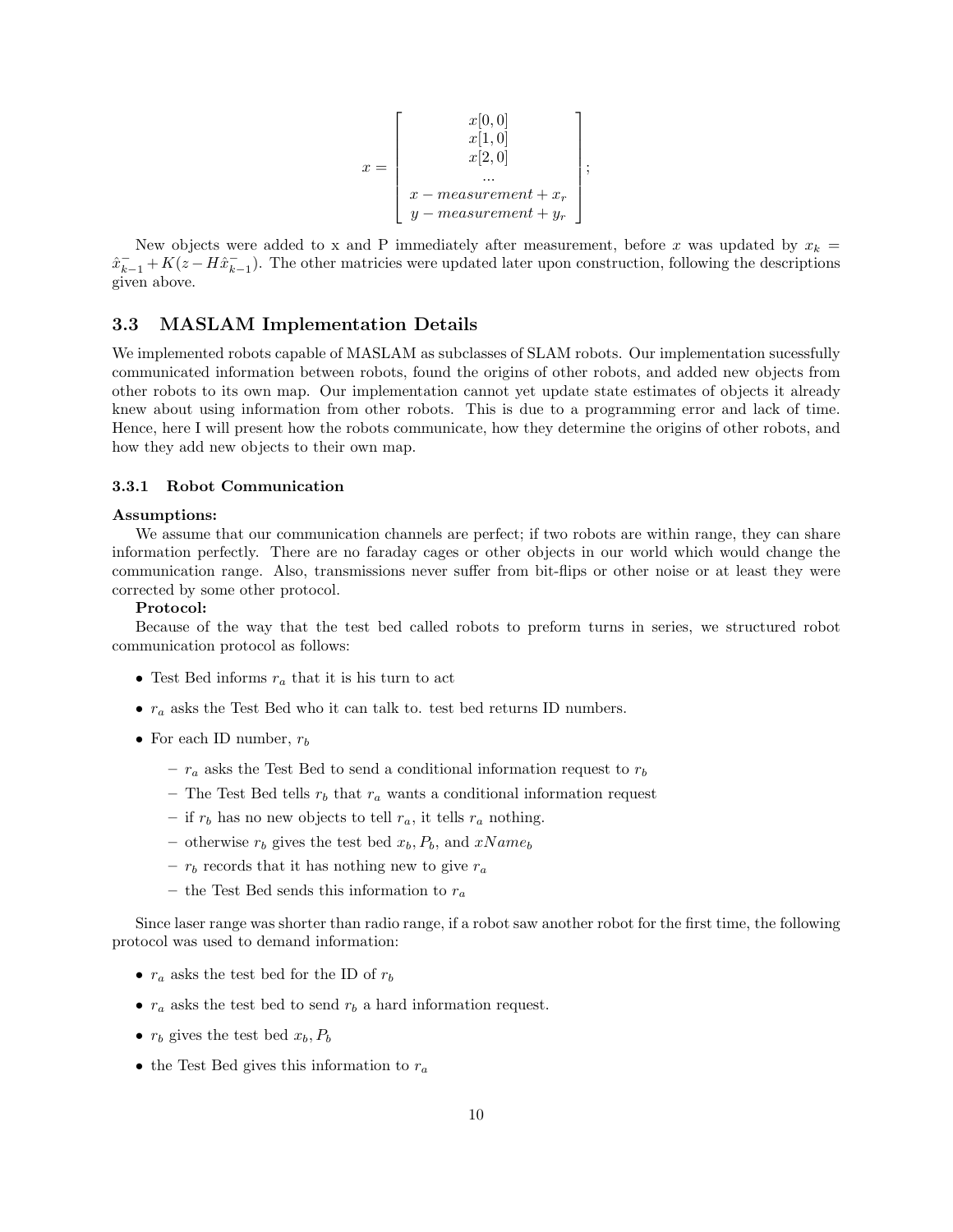$$x = \begin{bmatrix} x[0,0] \\ x[1,0] \\ x[2,0] \\ \ldots \\ x - measurement + x_r \\ y - measurement + y_r \end{bmatrix};$$

New objects were added to x and P immediately after measurement, before $x$ was updated by $x_k = \hat{x}^-_{k-1} + K(z - H\hat{x}^-_{k-1})$. The other matricies were updated later upon construction, following the descriptions given above.

## 3.3 MASLAM Implementation Details

We implemented robots capable of MASLAM as subclasses of SLAM robots. Our implementation sucessfully communicated information between robots, found the origins of other robots, and added new objects from other robots to its own map. Our implementation cannot yet update state estimates of objects it already knew about using information from other robots. This is due to a programming error and lack of time. Hence, here I will present how the robots communicate, how they determine the origins of other robots, and how they add new objects to their own map.

### 3.3.1 Robot Communication

**Assumptions:**

We assume that our communication channels are perfect; if two robots are within range, they can share information perfectly. There are no faraday cages or other objects in our world which would change the communication range. Also, transmissions never suffer from bit-flips or other noise or at least they were corrected by some other protocol.

**Protocol:**

Because of the way that the test bed called robots to preform turns in series, we structured robot communication protocol as follows:

- Test Bed informs $r_a$ that it is his turn to act
- $r_a$ asks the Test Bed who it can talk to. test bed returns ID numbers.
- For each ID number, $r_b$
  - $r_a$ asks the Test Bed to send a conditional information request to $r_b$
  - The Test Bed tells $r_b$ that $r_a$ wants a conditional information request
  - if $r_b$ has no new objects to tell $r_a$, it tells $r_a$ nothing.
  - otherwise $r_b$ gives the test bed $x_b, P_b$, and $xName_b$
  - $r_b$ records that it has nothing new to give $r_a$
  - the Test Bed sends this information to $r_a$

Since laser range was shorter than radio range, if a robot saw another robot for the first time, the following protocol was used to demand information:

- $r_a$ asks the test bed for the ID of $r_b$
- $r_a$ asks the test bed to send $r_b$ a hard information request.
- $r_b$ gives the test bed $x_b, P_b$
- the Test Bed gives this information to $r_a$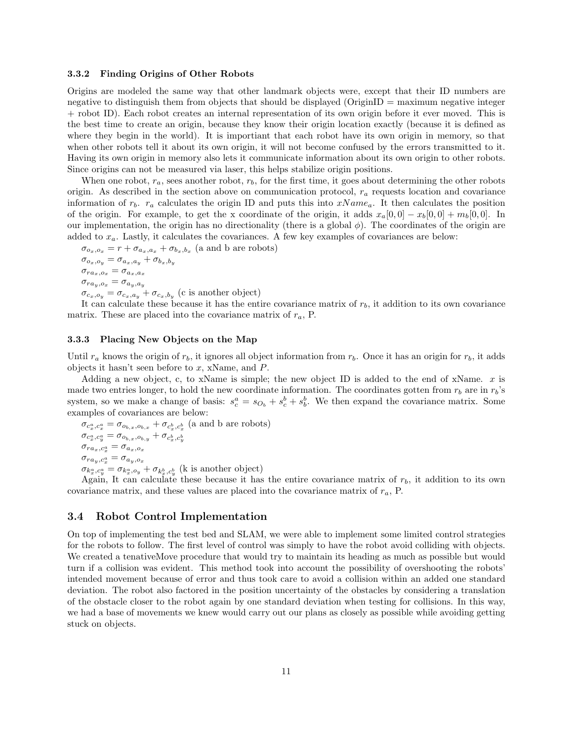### 3.3.2 Finding Origins of Other Robots

Origins are modeled the same way that other landmark objects were, except that their ID numbers are negative to distinguish them from objects that should be displayed (OriginID = maximum negative integer + robot ID). Each robot creates an internal representation of its own origin before it ever moved. This is the best time to create an origin, because they know their origin location exactly (because it is defined as where they begin in the world). It is importiant that each robot have its own origin in memory, so that when other robots tell it about its own origin, it will not become confused by the errors transmitted to it. Having its own origin in memory also lets it communicate information about its own origin to other robots. Since origins can not be measured via laser, this helps stabilize origin positions.

When one robot, $r_a$, sees another robot, $r_b$, for the first time, it goes about determining the other robots origin. As described in the section above on communication protocol, $r_a$ requests location and covariance information of $r_b$. $r_a$ calculates the origin ID and puts this into $xName_a$. It then calculates the position of the origin. For example, to get the x coordinate of the origin, it adds $x_a[0,0] - x_b[0,0] + m_b[0,0]$. In our implementation, the origin has no directionality (there is a global $\phi$). The coordinates of the origin are added to $x_a$. Lastly, it calculates the covariances. A few key examples of covariances are below:

$\sigma_{o_x,o_x} = r + \sigma_{a_x,a_x} + \sigma_{b_x,b_x}$ (a and b are robots)

$\sigma_{o_x,o_y} = \sigma_{a_x,a_y} + \sigma_{b_x,b_y}$

$\sigma_{ra_x,o_x} = \sigma_{a_x,a_x}$

$\sigma_{ra_y,o_x} = \sigma_{a_y,a_y}$

$\sigma_{c_x,o_y} = \sigma_{c_x,a_y} + \sigma_{c_x,b_y}$ (c is another object)

It can calculate these because it has the entire covariance matrix of $r_b$, it addition to its own covariance matrix. These are placed into the covariance matrix of $r_a$, P.

### 3.3.3 Placing New Objects on the Map

Until $r_a$ knows the origin of $r_b$, it ignores all object information from $r_b$. Once it has an origin for $r_b$, it adds objects it hasn't seen before to $x$, xName, and $P$.

Adding a new object, c, to xName is simple; the new object ID is added to the end of xName. $x$ is made two entries longer, to hold the new coordinate information. The coordinates gotten from $r_b$ are in $r_b$'s system, so we make a change of basis: $s_c^a = s_{O_b} + s_c^b + s_b^b$. We then expand the covariance matrix. Some examples of covariances are below:

$\sigma_{c_x^a,c_x^a} = \sigma_{o_{b,x},o_{b,x}} + \sigma_{c_x^b,c_x^b}$ (a and b are robots)

$\sigma_{c_x^a,c_y^a} = \sigma_{o_{b,x},o_{b,y}} + \sigma_{c_x^b,c_y^b}$

$\sigma_{ra_x,c_x^a} = \sigma_{a_x,o_x}$

$\sigma_{ra_y,c_x^a} = \sigma_{a_y,o_x}$

$\sigma_{k_x^a,c_y^a} = \sigma_{k_x^a,o_y} + \sigma_{k_x^b,c_y^b}$ (k is another object)

Again, It can calculate these because it has the entire covariance matrix of $r_b$, it addition to its own covariance matrix, and these values are placed into the covariance matrix of $r_a$, P.

## 3.4 Robot Control Implementation

On top of implementing the test bed and SLAM, we were able to implement some limited control strategies for the robots to follow. The first level of control was simply to have the robot avoid colliding with objects. We created a tenativeMove procedure that would try to maintain its heading as much as possible but would turn if a collision was evident. This method took into account the possibility of overshooting the robots' intended movement because of error and thus took care to avoid a collision within an added one standard deviation. The robot also factored in the position uncertainty of the obstacles by considering a translation of the obstacle closer to the robot again by one standard deviation when testing for collisions. In this way, we had a base of movements we knew would carry out our plans as closely as possible while avoiding getting stuck on objects.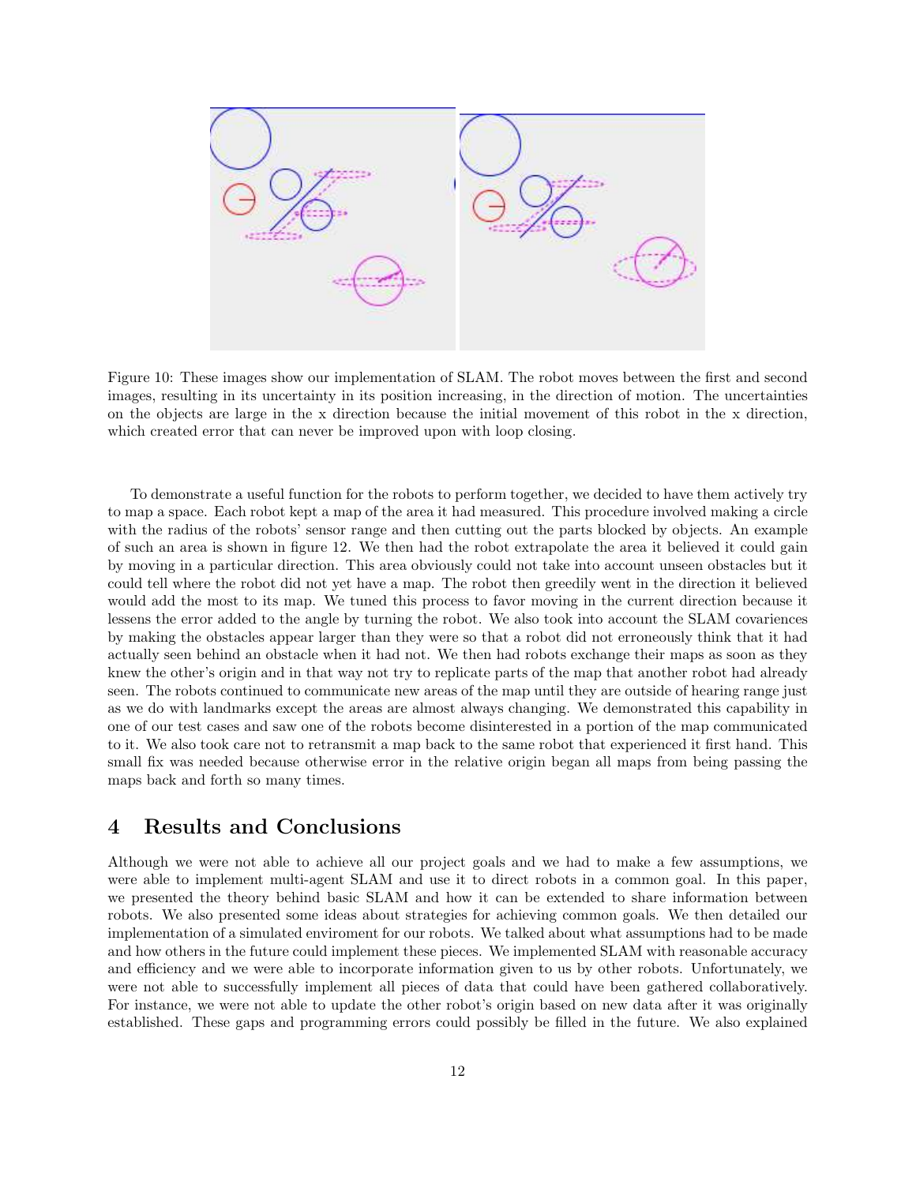Figure 10: These images show our implementation of SLAM. The robot moves between the first and second images, resulting in its uncertainty in its position increasing, in the direction of motion. The uncertainties on the objects are large in the x direction because the initial movement of this robot in the x direction, which created error that can never be improved upon with loop closing.

To demonstrate a useful function for the robots to perform together, we decided to have them actively try to map a space. Each robot kept a map of the area it had measured. This procedure involved making a circle with the radius of the robots' sensor range and then cutting out the parts blocked by objects. An example of such an area is shown in figure 12. We then had the robot extrapolate the area it believed it could gain by moving in a particular direction. This area obviously could not take into account unseen obstacles but it could tell where the robot did not yet have a map. The robot then greedily went in the direction it believed would add the most to its map. We tuned this process to favor moving in the current direction because it lessens the error added to the angle by turning the robot. We also took into account the SLAM covariences by making the obstacles appear larger than they were so that a robot did not erroneously think that it had actually seen behind an obstacle when it had not. We then had robots exchange their maps as soon as they knew the other's origin and in that way not try to replicate parts of the map that another robot had already seen. The robots continued to communicate new areas of the map until they are outside of hearing range just as we do with landmarks except the areas are almost always changing. We demonstrated this capability in one of our test cases and saw one of the robots become disinterested in a portion of the map communicated to it. We also took care not to retransmit a map back to the same robot that experienced it first hand. This small fix was needed because otherwise error in the relative origin began all maps from being passing the maps back and forth so many times.

# 4 Results and Conclusions

Although we were not able to achieve all our project goals and we had to make a few assumptions, we were able to implement multi-agent SLAM and use it to direct robots in a common goal. In this paper, we presented the theory behind basic SLAM and how it can be extended to share information between robots. We also presented some ideas about strategies for achieving common goals. We then detailed our implementation of a simulated enviroment for our robots. We talked about what assumptions had to be made and how others in the future could implement these pieces. We implemented SLAM with reasonable accuracy and efficiency and we were able to incorporate information given to us by other robots. Unfortunately, we were not able to successfully implement all pieces of data that could have been gathered collaboratively. For instance, we were not able to update the other robot's origin based on new data after it was originally established. These gaps and programming errors could possibly be filled in the future. We also explained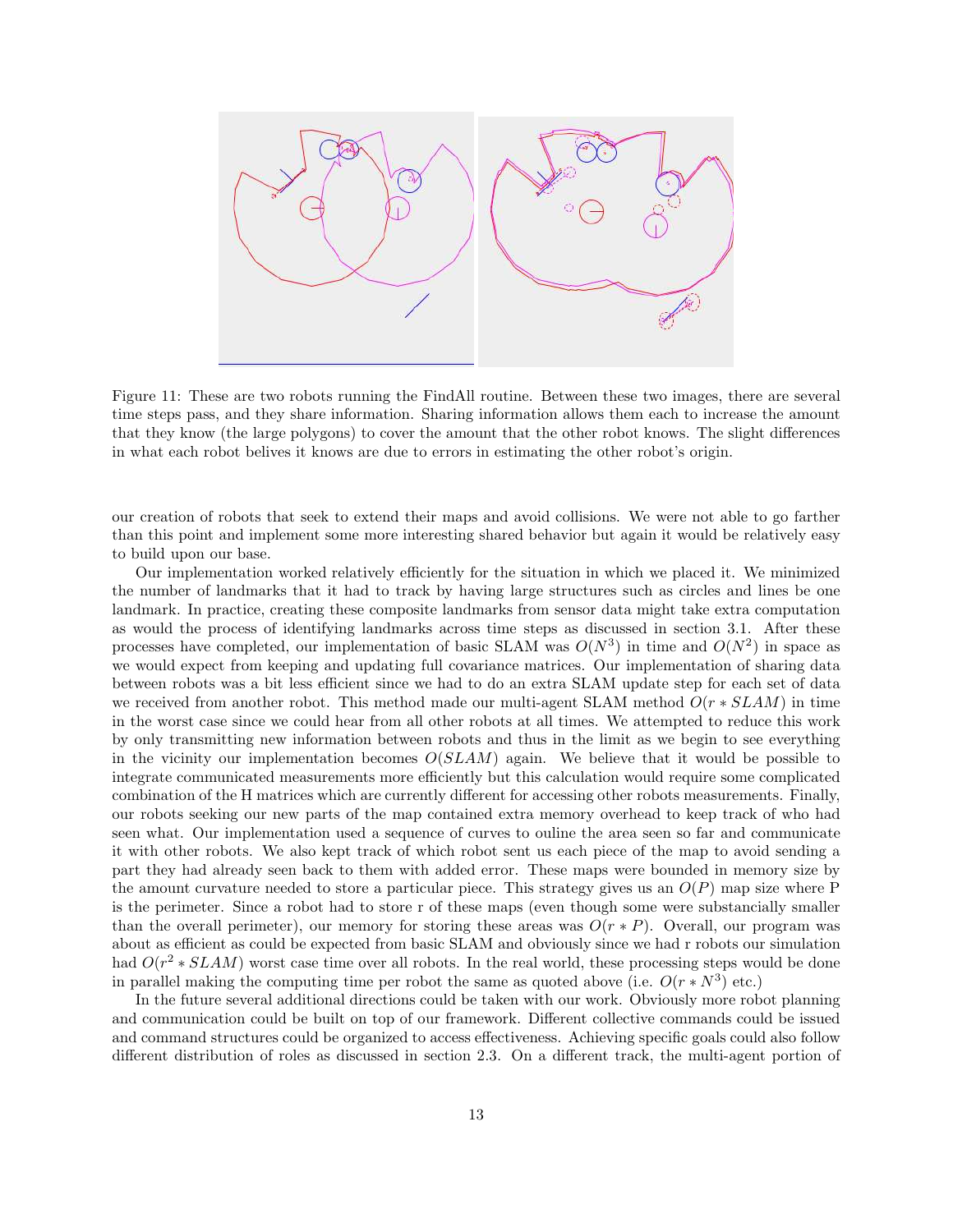Figure 11: These are two robots running the FindAll routine. Between these two images, there are several time steps pass, and they share information. Sharing information allows them each to increase the amount that they know (the large polygons) to cover the amount that the other robot knows. The slight differences in what each robot belives it knows are due to errors in estimating the other robot's origin.

our creation of robots that seek to extend their maps and avoid collisions. We were not able to go farther than this point and implement some more interesting shared behavior but again it would be relatively easy to build upon our base.

Our implementation worked relatively efficiently for the situation in which we placed it. We minimized the number of landmarks that it had to track by having large structures such as circles and lines be one landmark. In practice, creating these composite landmarks from sensor data might take extra computation as would the process of identifying landmarks across time steps as discussed in section 3.1. After these processes have completed, our implementation of basic SLAM was $O(N^3)$ in time and $O(N^2)$ in space as we would expect from keeping and updating full covariance matrices. Our implementation of sharing data between robots was a bit less efficient since we had to do an extra SLAM update step for each set of data we received from another robot. This method made our multi-agent SLAM method $O(r * SLAM)$ in time in the worst case since we could hear from all other robots at all times. We attempted to reduce this work by only transmitting new information between robots and thus in the limit as we begin to see everything in the vicinity our implementation becomes $O(SLAM)$ again. We believe that it would be possible to integrate communicated measurements more efficiently but this calculation would require some complicated combination of the H matrices which are currently different for accessing other robots measurements. Finally, our robots seeking our new parts of the map contained extra memory overhead to keep track of who had seen what. Our implementation used a sequence of curves to ouline the area seen so far and communicate it with other robots. We also kept track of which robot sent us each piece of the map to avoid sending a part they had already seen back to them with added error. These maps were bounded in memory size by the amount curvature needed to store a particular piece. This strategy gives us an $O(P)$ map size where P is the perimeter. Since a robot had to store r of these maps (even though some were substancially smaller than the overall perimeter), our memory for storing these areas was $O(r * P)$. Overall, our program was about as efficient as could be expected from basic SLAM and obviously since we had r robots our simulation had $O(r^2 * SLAM)$ worst case time over all robots. In the real world, these processing steps would be done in parallel making the computing time per robot the same as quoted above (i.e. $O(r * N^3)$ etc.)

In the future several additional directions could be taken with our work. Obviously more robot planning and communication could be built on top of our framework. Different collective commands could be issued and command structures could be organized to access effectiveness. Achieving specific goals could also follow different distribution of roles as discussed in section 2.3. On a different track, the multi-agent portion of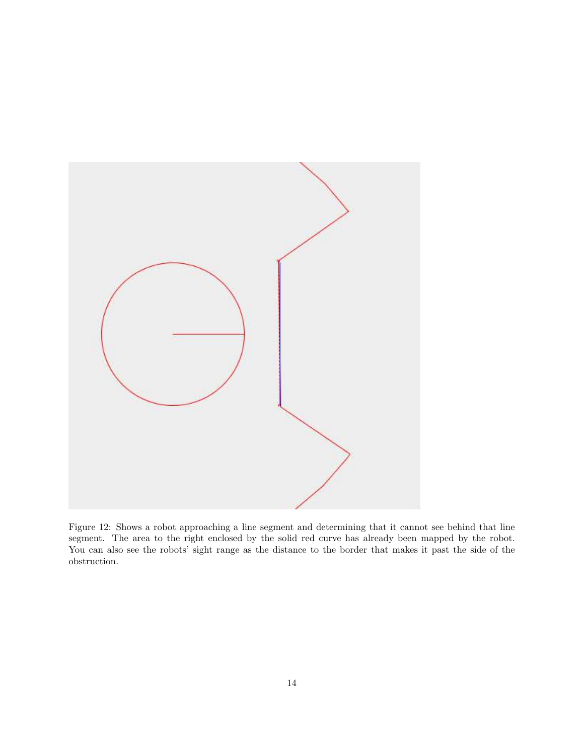Figure 12: Shows a robot approaching a line segment and determining that it cannot see behind that line segment. The area to the right enclosed by the solid red curve has already been mapped by the robot. You can also see the robots' sight range as the distance to the border that makes it past the side of the obstruction.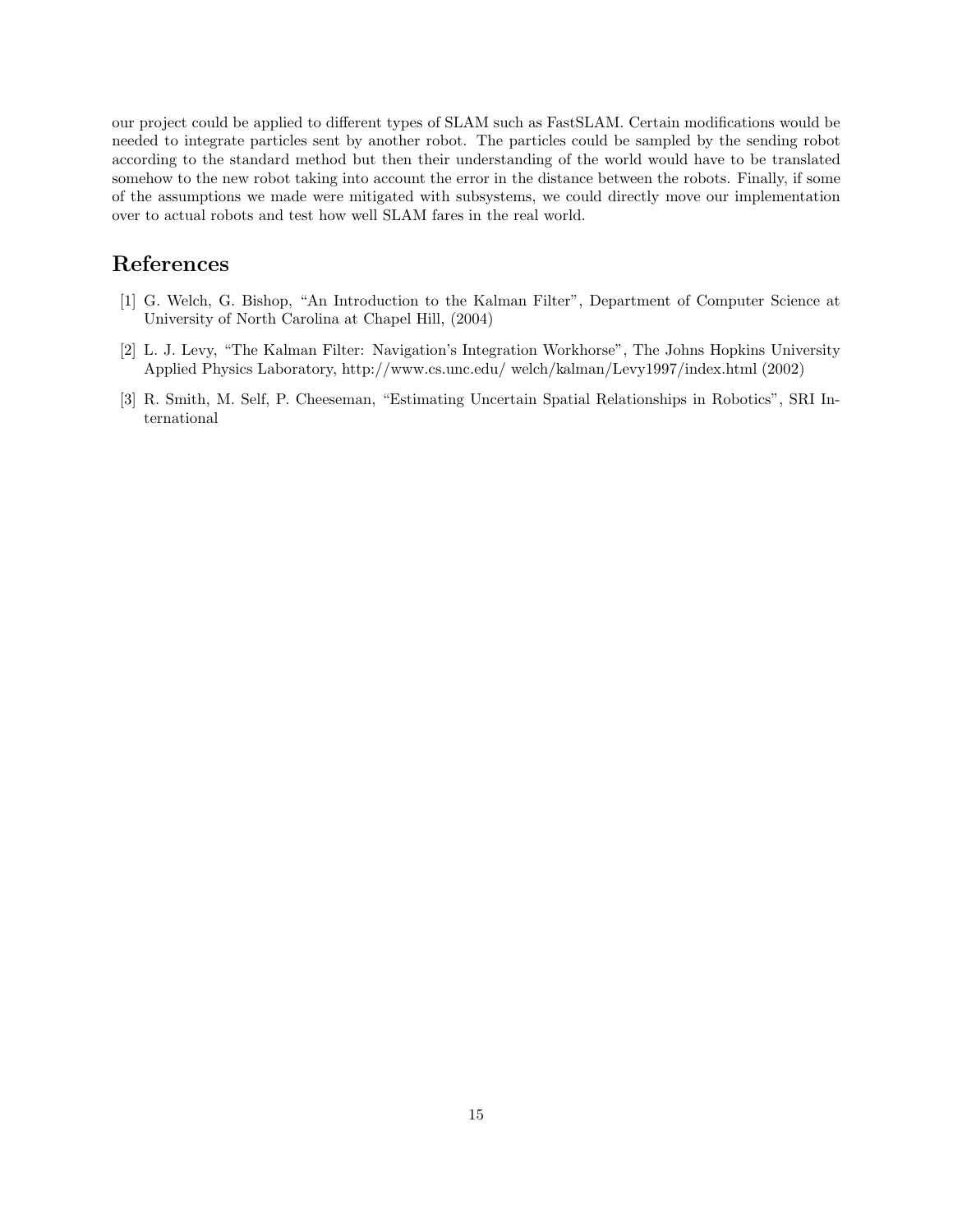our project could be applied to different types of SLAM such as FastSLAM. Certain modifications would be needed to integrate particles sent by another robot. The particles could be sampled by the sending robot according to the standard method but then their understanding of the world would have to be translated somehow to the new robot taking into account the error in the distance between the robots. Finally, if some of the assumptions we made were mitigated with subsystems, we could directly move our implementation over to actual robots and test how well SLAM fares in the real world.

## References

[1] G. Welch, G. Bishop, "An Introduction to the Kalman Filter", Department of Computer Science at University of North Carolina at Chapel Hill, (2004)

[2] L. J. Levy, "The Kalman Filter: Navigation's Integration Workhorse", The Johns Hopkins University Applied Physics Laboratory, http://www.cs.unc.edu/ welch/kalman/Levy1997/index.html (2002)

[3] R. Smith, M. Self, P. Cheeseman, "Estimating Uncertain Spatial Relationships in Robotics", SRI International